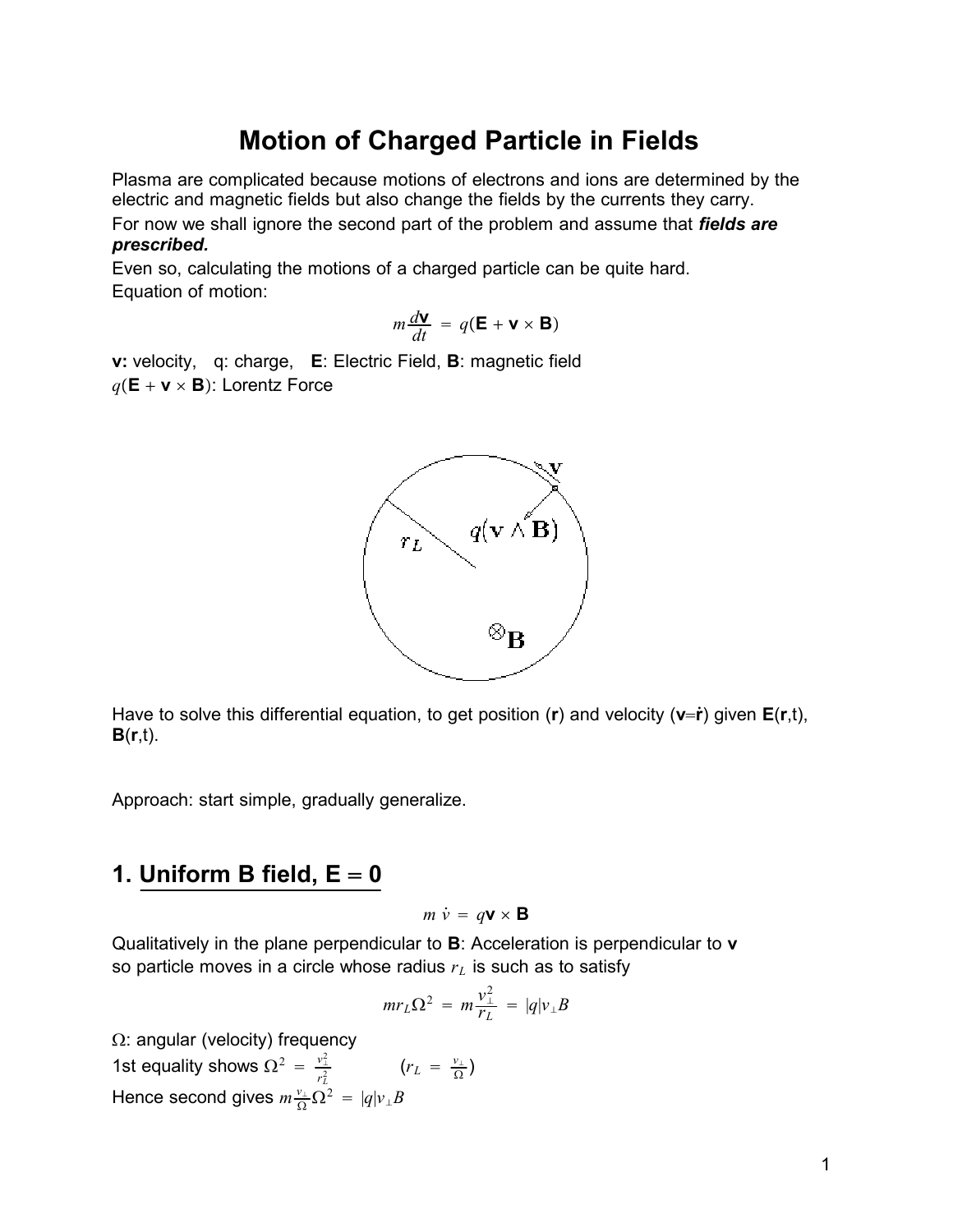# Motion of Charged Particle in Fields

Plasma are complicated because motions of electrons and ions are determined by the electric and magnetic fields but also change the fields by the currents they carry.

For now we shall ignore the second part of the problem and assume that ***fields are prescribed.***

Even so, calculating the motions of a charged particle can be quite hard.

Equation of motion:

$$m\frac{d\mathbf{v}}{dt} = q(\mathbf{E} + \mathbf{v} \times \mathbf{B})$$

**v:** velocity, q: charge, **E**: Electric Field, **B**: magnetic field

$q(\mathbf{E} + \mathbf{v} \times \mathbf{B})$: Lorentz Force

Have to solve this differential equation, to get position (**r**) and velocity ($\mathbf{v}=\dot{\mathbf{r}}$) given **E**(**r**,t), **B**(**r**,t).

Approach: start simple, gradually generalize.

## 1. Uniform B field, E = 0

$$m\,\dot{v} = q\mathbf{v} \times \mathbf{B}$$

Qualitatively in the plane perpendicular to **B**: Acceleration is perpendicular to **v** so particle moves in a circle whose radius $r_L$ is such as to satisfy

$$m r_L \Omega^2 = m\frac{v_\perp^2}{r_L} = |q| v_\perp B$$

$\Omega$: angular (velocity) frequency

1st equality shows $\Omega^2 = \frac{v_\perp^2}{r_L^2}$  $\left(r_L = \frac{v_\perp}{\Omega}\right)$

Hence second gives $m\frac{v_\perp}{\Omega}\Omega^2 = |q| v_\perp B$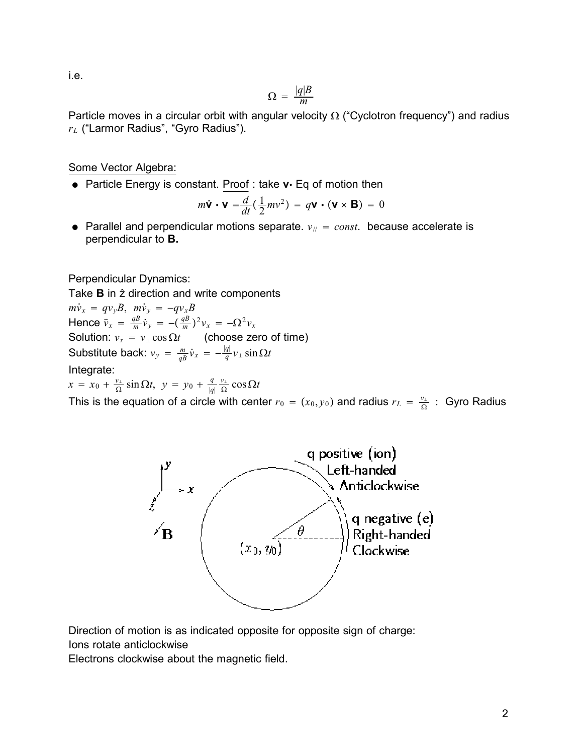i.e.

$$\Omega = \frac{|q|B}{m}$$

Particle moves in a circular orbit with angular velocity $\Omega$ ("Cyclotron frequency") and radius $r_L$ ("Larmor Radius", "Gyro Radius").

Some Vector Algebra:

- Particle Energy is constant. Proof : take **v**$\cdot$ Eq of motion then

$$m\dot{\mathbf{v}} \cdot \mathbf{v} = \frac{d}{dt}\left(\frac{1}{2}mv^2\right) = q\mathbf{v} \cdot (\mathbf{v} \times \mathbf{B}) = 0$$

- Parallel and perpendicular motions separate. $v_{//} = const.$ because accelerate is perpendicular to **B.**

Perpendicular Dynamics:

Take **B** in $\hat{z}$ direction and write components

$m\dot{v}_x = qv_yB, \;\; m\dot{v}_y = -qv_xB$

Hence $\ddot{v}_x = \frac{qB}{m}\dot{v}_y = -\left(\frac{qB}{m}\right)^2 v_x = -\Omega^2 v_x$

Solution: $v_x = v_\perp \cos\Omega t$ (choose zero of time)

Substitute back: $v_y = \frac{m}{qB}\dot{v}_x = -\frac{|q|}{q} v_\perp \sin\Omega t$

Integrate:

$x = x_0 + \frac{v_\perp}{\Omega}\sin\Omega t, \;\; y = y_0 + \frac{q}{|q|}\frac{v_\perp}{\Omega}\cos\Omega t$

This is the equation of a circle with center $r_0 = (x_0, y_0)$ and radius $r_L = \frac{v_\perp}{\Omega}$ : Gyro Radius

Direction of motion is as indicated opposite for opposite sign of charge:
Ions rotate anticlockwise
Electrons clockwise about the magnetic field.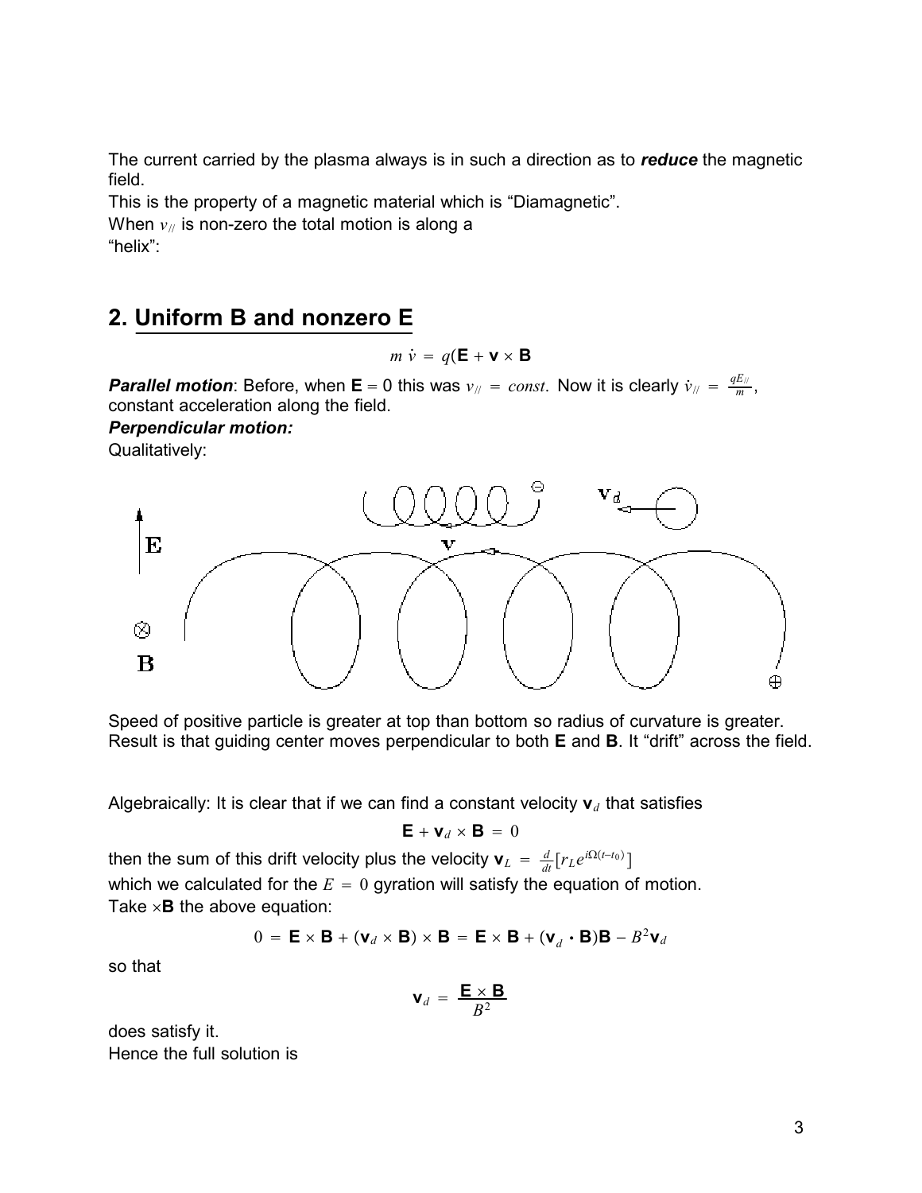The current carried by the plasma always is in such a direction as to ***reduce*** the magnetic field.

This is the property of a magnetic material which is "Diamagnetic".

When $v_{//}$ is non-zero the total motion is along a "helix":

## 2. Uniform B and nonzero E

$$m\,\dot{v} = q(\mathbf{E} + \mathbf{v} \times \mathbf{B}$$

***Parallel motion***: Before, when $\mathbf{E} = 0$ this was $v_{//} = const$. Now it is clearly $\dot{v}_{//} = \frac{qE_{//}}{m}$, constant acceleration along the field.

***Perpendicular motion:***

Qualitatively:

Speed of positive particle is greater at top than bottom so radius of curvature is greater. Result is that guiding center moves perpendicular to both **E** and **B**. It "drift" across the field.

Algebraically: It is clear that if we can find a constant velocity $\mathbf{v}_d$ that satisfies

$$\mathbf{E} + \mathbf{v}_d \times \mathbf{B} = 0$$

then the sum of this drift velocity plus the velocity $\mathbf{v}_L = \frac{d}{dt}[r_L e^{i\Omega(t-t_0)}]$ which we calculated for the $E = 0$ gyration will satisfy the equation of motion.

Take $\times\mathbf{B}$ the above equation:

$$0 = \mathbf{E} \times \mathbf{B} + (\mathbf{v}_d \times \mathbf{B}) \times \mathbf{B} = \mathbf{E} \times \mathbf{B} + (\mathbf{v}_d \cdot \mathbf{B})\mathbf{B} - B^2\mathbf{v}_d$$

so that

$$\mathbf{v}_d = \frac{\mathbf{E} \times \mathbf{B}}{B^2}$$

does satisfy it.

Hence the full solution is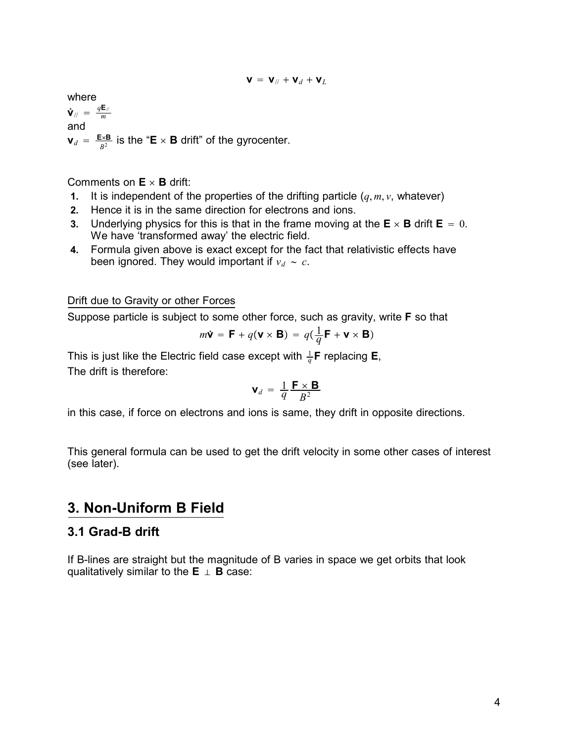$$\mathbf{v} = \mathbf{v}_{//} + \mathbf{v}_d + \mathbf{v}_L$$

where

$\dot{\mathbf{v}}_{//} = \frac{q\mathbf{E}_{//}}{m}$

and

$\mathbf{v}_d = \frac{\mathbf{E}\times\mathbf{B}}{B^2}$ is the "$\mathbf{E} \times \mathbf{B}$ drift" of the gyrocenter.

Comments on $\mathbf{E} \times \mathbf{B}$ drift:

1. It is independent of the properties of the drifting particle ($q, m, v$, whatever)
2. Hence it is in the same direction for electrons and ions.
3. Underlying physics for this is that in the frame moving at the $\mathbf{E} \times \mathbf{B}$ drift $\mathbf{E} = 0$. We have 'transformed away' the electric field.
4. Formula given above is exact except for the fact that relativistic effects have been ignored. They would important if $v_d \sim c$.

Drift due to Gravity or other Forces

Suppose particle is subject to some other force, such as gravity, write $\mathbf{F}$ so that

$$m\dot{\mathbf{v}} = \mathbf{F} + q(\mathbf{v} \times \mathbf{B}) = q(\frac{1}{q}\mathbf{F} + \mathbf{v} \times \mathbf{B})$$

This is just like the Electric field case except with $\frac{1}{q}\mathbf{F}$ replacing $\mathbf{E}$,
The drift is therefore:

$$\mathbf{v}_d = \frac{1}{q}\frac{\mathbf{F} \times \mathbf{B}}{B^2}$$

in this case, if force on electrons and ions is same, they drift in opposite directions.

This general formula can be used to get the drift velocity in some other cases of interest (see later).

## 3. Non-Uniform B Field

### 3.1 Grad-B drift

If B-lines are straight but the magnitude of B varies in space we get orbits that look qualitatively similar to the $\mathbf{E} \perp \mathbf{B}$ case: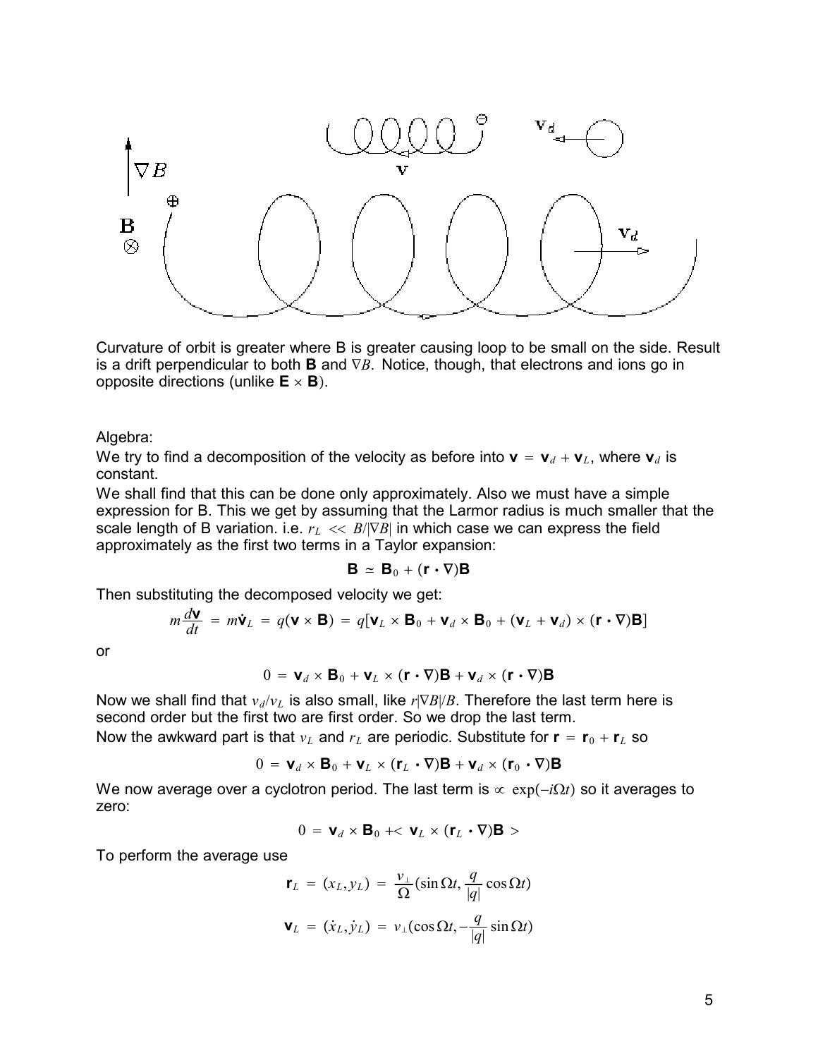Curvature of orbit is greater where B is greater causing loop to be small on the side. Result is a drift perpendicular to both **B** and $\nabla B$. Notice, though, that electrons and ions go in opposite directions (unlike $\mathbf{E} \times \mathbf{B}$).

Algebra:

We try to find a decomposition of the velocity as before into $\mathbf{v} = \mathbf{v}_d + \mathbf{v}_L$, where $\mathbf{v}_d$ is constant.

We shall find that this can be done only approximately. Also we must have a simple expression for B. This we get by assuming that the Larmor radius is much smaller that the scale length of B variation. i.e. $r_L \ll B/|\nabla B|$ in which case we can express the field approximately as the first two terms in a Taylor expansion:

$$\mathbf{B} \simeq \mathbf{B}_0 + (\mathbf{r} \cdot \nabla)\mathbf{B}$$

Then substituting the decomposed velocity we get:

$$m\frac{d\mathbf{v}}{dt} = m\dot{\mathbf{v}}_L = q(\mathbf{v} \times \mathbf{B}) = q[\mathbf{v}_L \times \mathbf{B}_0 + \mathbf{v}_d \times \mathbf{B}_0 + (\mathbf{v}_L + \mathbf{v}_d) \times (\mathbf{r} \cdot \nabla)\mathbf{B}]$$

or

$$0 = \mathbf{v}_d \times \mathbf{B}_0 + \mathbf{v}_L \times (\mathbf{r} \cdot \nabla)\mathbf{B} + \mathbf{v}_d \times (\mathbf{r} \cdot \nabla)\mathbf{B}$$

Now we shall find that $v_d/v_L$ is also small, like $r|\nabla B|/B$. Therefore the last term here is second order but the first two are first order. So we drop the last term.

Now the awkward part is that $v_L$ and $r_L$ are periodic. Substitute for $\mathbf{r} = \mathbf{r}_0 + \mathbf{r}_L$ so

$$0 = \mathbf{v}_d \times \mathbf{B}_0 + \mathbf{v}_L \times (\mathbf{r}_L \cdot \nabla)\mathbf{B} + \mathbf{v}_d \times (\mathbf{r}_0 \cdot \nabla)\mathbf{B}$$

We now average over a cyclotron period. The last term is $\propto \exp(-i\Omega t)$ so it averages to zero:

$$0 = \mathbf{v}_d \times \mathbf{B}_0 + < \mathbf{v}_L \times (\mathbf{r}_L \cdot \nabla)\mathbf{B} >$$

To perform the average use

$$\mathbf{r}_L = (x_L, y_L) = \frac{v_\perp}{\Omega}(\sin\Omega t, \frac{q}{|q|}\cos\Omega t)$$

$$\mathbf{v}_L = (\dot{x}_L, \dot{y}_L) = v_\perp(\cos\Omega t, -\frac{q}{|q|}\sin\Omega t)$$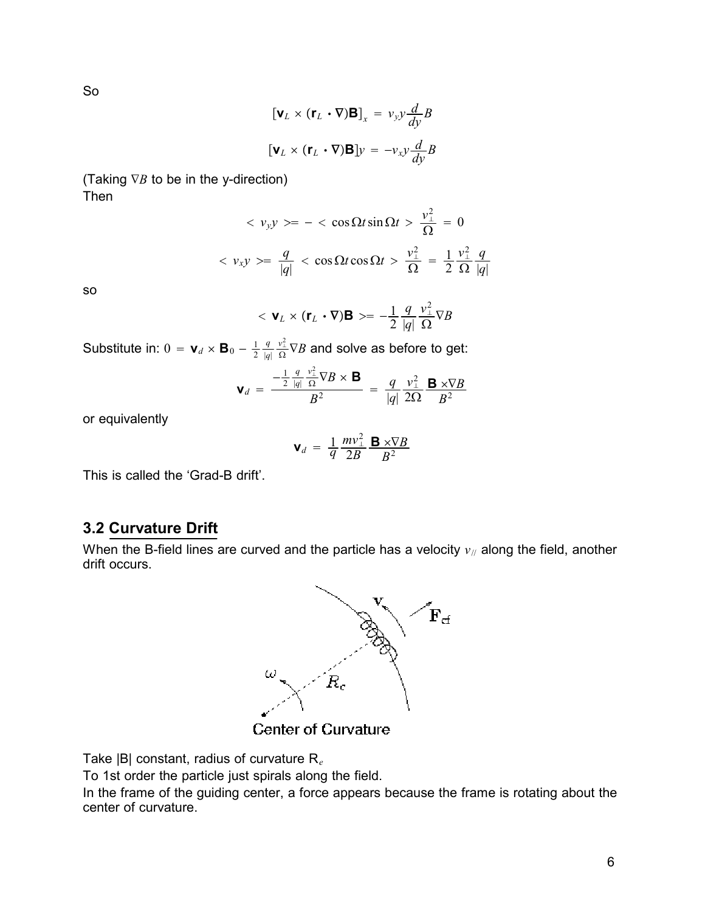So

$$[\mathbf{v}_L \times (\mathbf{r}_L \cdot \nabla)\mathbf{B}]_x = v_y y \frac{d}{dy} B$$

$$[\mathbf{v}_L \times (\mathbf{r}_L \cdot \nabla)\mathbf{B}]y = -v_x y \frac{d}{dy} B$$

(Taking $\nabla B$ to be in the y-direction)
Then

$$< v_y y > = - < \cos\Omega t \sin\Omega t > \frac{v_\perp^2}{\Omega} = 0$$

$$< v_x y > = \frac{q}{|q|} < \cos\Omega t \cos\Omega t > \frac{v_\perp^2}{\Omega} = \frac{1}{2} \frac{v_\perp^2}{\Omega} \frac{q}{|q|}$$

so

$$< \mathbf{v}_L \times (\mathbf{r}_L \cdot \nabla)\mathbf{B} > = -\frac{1}{2} \frac{q}{|q|} \frac{v_\perp^2}{\Omega} \nabla B$$

Substitute in: $0 = \mathbf{v}_d \times \mathbf{B}_0 - \frac{1}{2} \frac{q}{|q|} \frac{v_\perp^2}{\Omega} \nabla B$ and solve as before to get:

$$\mathbf{v}_d = \frac{-\frac{1}{2} \frac{q}{|q|} \frac{v_\perp^2}{\Omega} \nabla B \times \mathbf{B}}{B^2} = \frac{q}{|q|} \frac{v_\perp^2}{2\Omega} \frac{\mathbf{B} \times \nabla B}{B^2}$$

or equivalently

$$\mathbf{v}_d = \frac{1}{q} \frac{m v_\perp^2}{2B} \frac{\mathbf{B} \times \nabla B}{B^2}$$

This is called the 'Grad-B drift'.

## 3.2 Curvature Drift

When the B-field lines are curved and the particle has a velocity $v_{//}$ along the field, another drift occurs.

Center of Curvature

Take |B| constant, radius of curvature $R_e$

To 1st order the particle just spirals along the field.

In the frame of the guiding center, a force appears because the frame is rotating about the center of curvature.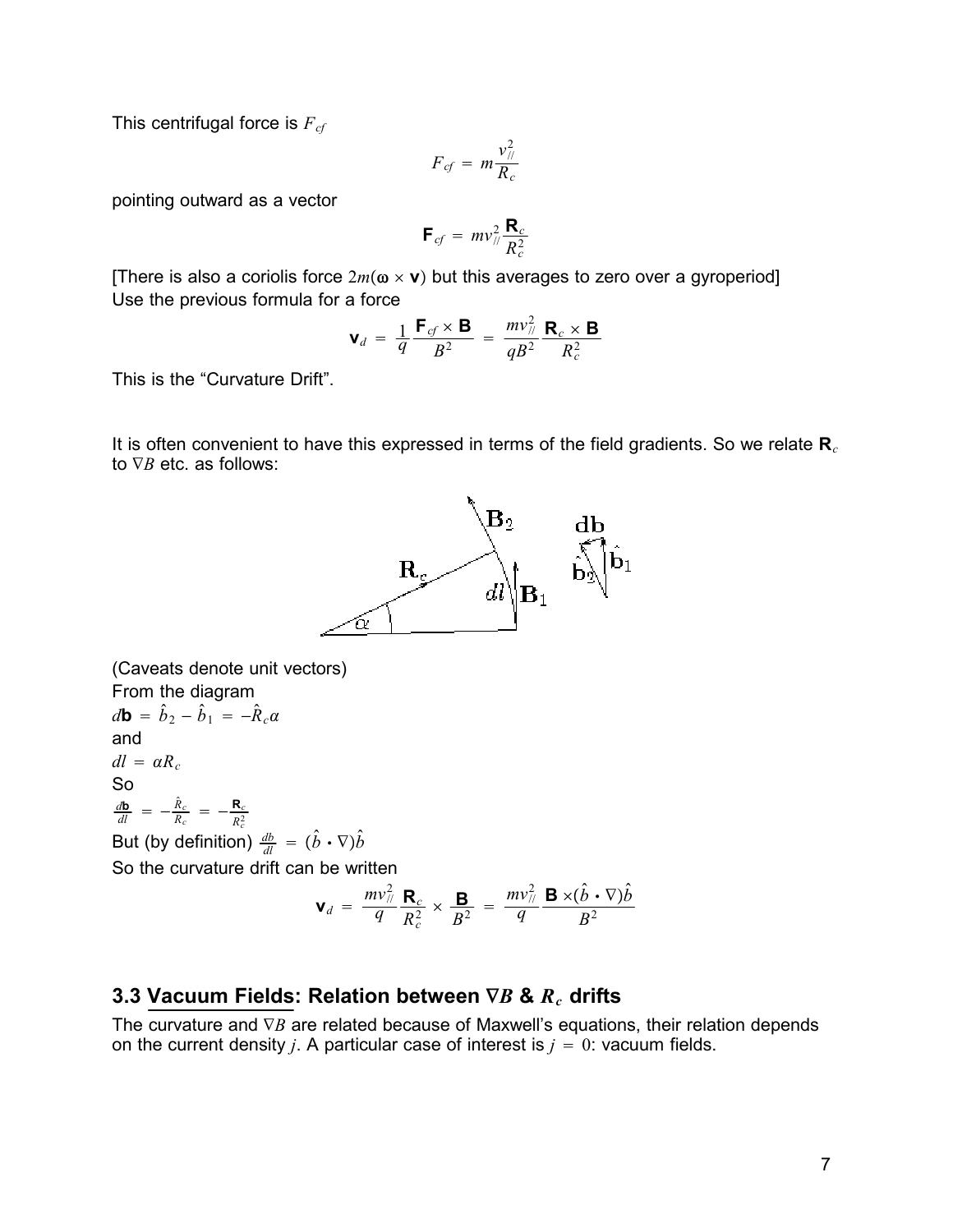This centrifugal force is $F_{cf}$

$$F_{cf} = m\frac{v_{//}^2}{R_c}$$

pointing outward as a vector

$$\mathbf{F}_{cf} = mv_{//}^2\frac{\mathbf{R}_c}{R_c^2}$$

[There is also a coriolis force $2m(\boldsymbol{\omega} \times \mathbf{v})$ but this averages to zero over a gyroperiod]
Use the previous formula for a force

$$\mathbf{v}_d = \frac{1}{q}\frac{\mathbf{F}_{cf} \times \mathbf{B}}{B^2} = \frac{mv_{//}^2}{qB^2}\frac{\mathbf{R}_c \times \mathbf{B}}{R_c^2}$$

This is the "Curvature Drift".

It is often convenient to have this expressed in terms of the field gradients. So we relate $\mathbf{R}_c$ to $\nabla B$ etc. as follows:

(Caveats denote unit vectors)
From the diagram
$d\mathbf{b} = \hat{b}_2 - \hat{b}_1 = -\hat{R}_c\alpha$
and
$dl = \alpha R_c$
So
$\frac{d\mathbf{b}}{dl} = -\frac{\hat{R}_c}{R_c} = -\frac{\mathbf{R}_c}{R_c^2}$
But (by definition) $\frac{db}{dl} = (\hat{b} \cdot \nabla)\hat{b}$
So the curvature drift can be written

$$\mathbf{v}_d = \frac{mv_{//}^2}{q}\frac{\mathbf{R}_c}{R_c^2} \times \frac{\mathbf{B}}{B^2} = \frac{mv_{//}^2}{q}\frac{\mathbf{B} \times (\hat{b} \cdot \nabla)\hat{b}}{B^2}$$

### 3.3 Vacuum Fields: Relation between $\nabla B$ & $R_c$ drifts

The curvature and $\nabla B$ are related because of Maxwell's equations, their relation depends on the current density $j$. A particular case of interest is $j = 0$: vacuum fields.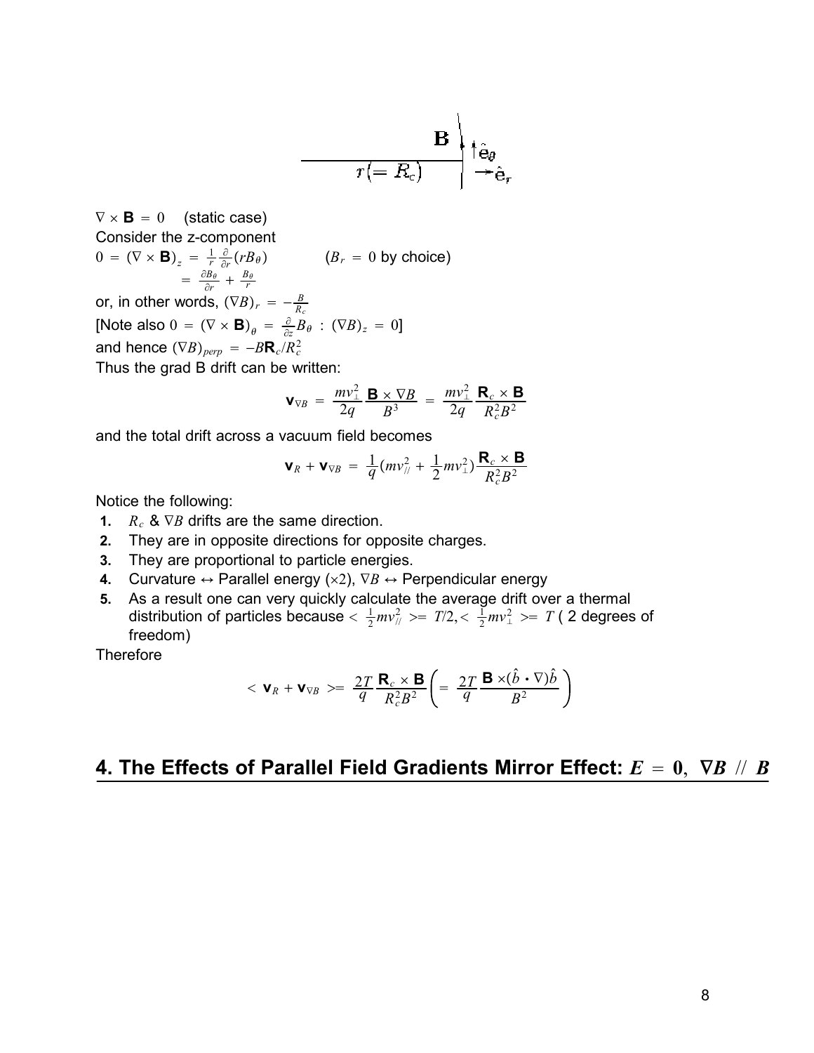$\nabla \times \mathbf{B} = 0$ (static case)
Consider the z-component

$$0 = (\nabla \times \mathbf{B})_z = \frac{1}{r}\frac{\partial}{\partial r}(rB_\theta) \qquad (B_r = 0 \text{ by choice})$$
$$= \frac{\partial B_\theta}{\partial r} + \frac{B_\theta}{r}$$

or, in other words, $(\nabla B)_r = -\frac{B}{R_c}$

[Note also $0 = (\nabla \times \mathbf{B})_\theta = \frac{\partial}{\partial z}B_\theta \; : \; (\nabla B)_z = 0$]

and hence $(\nabla B)_{perp} = -B\mathbf{R}_c/R_c^2$

Thus the grad B drift can be written:

$$\mathbf{v}_{\nabla B} = \frac{mv_\perp^2}{2q}\frac{\mathbf{B} \times \nabla B}{B^3} = \frac{mv_\perp^2}{2q}\frac{\mathbf{R}_c \times \mathbf{B}}{R_c^2 B^2}$$

and the total drift across a vacuum field becomes

$$\mathbf{v}_R + \mathbf{v}_{\nabla B} = \frac{1}{q}(mv_{/\!/}^2 + \frac{1}{2}mv_\perp^2)\frac{\mathbf{R}_c \times \mathbf{B}}{R_c^2 B^2}$$

Notice the following:

1. $R_c$ & $\nabla B$ drifts are the same direction.
2. They are in opposite directions for opposite charges.
3. They are proportional to particle energies.
4. Curvature ↔ Parallel energy ($\times 2$), $\nabla B$ ↔ Perpendicular energy
5. As a result one can very quickly calculate the average drift over a thermal distribution of particles because $< \frac{1}{2}mv_{/\!/}^2 >= T/2, < \frac{1}{2}mv_\perp^2 >= T$ ( 2 degrees of freedom)

Therefore

$$< \mathbf{v}_R + \mathbf{v}_{\nabla B} >= \frac{2T}{q}\frac{\mathbf{R}_c \times \mathbf{B}}{R_c^2 B^2}\left( = \frac{2T}{q}\frac{\mathbf{B} \times (\hat{b} \cdot \nabla)\hat{b}}{B^2}\right)$$

## 4. The Effects of Parallel Field Gradients Mirror Effect: $E = 0, \; \nabla B \; /\!/ \; B$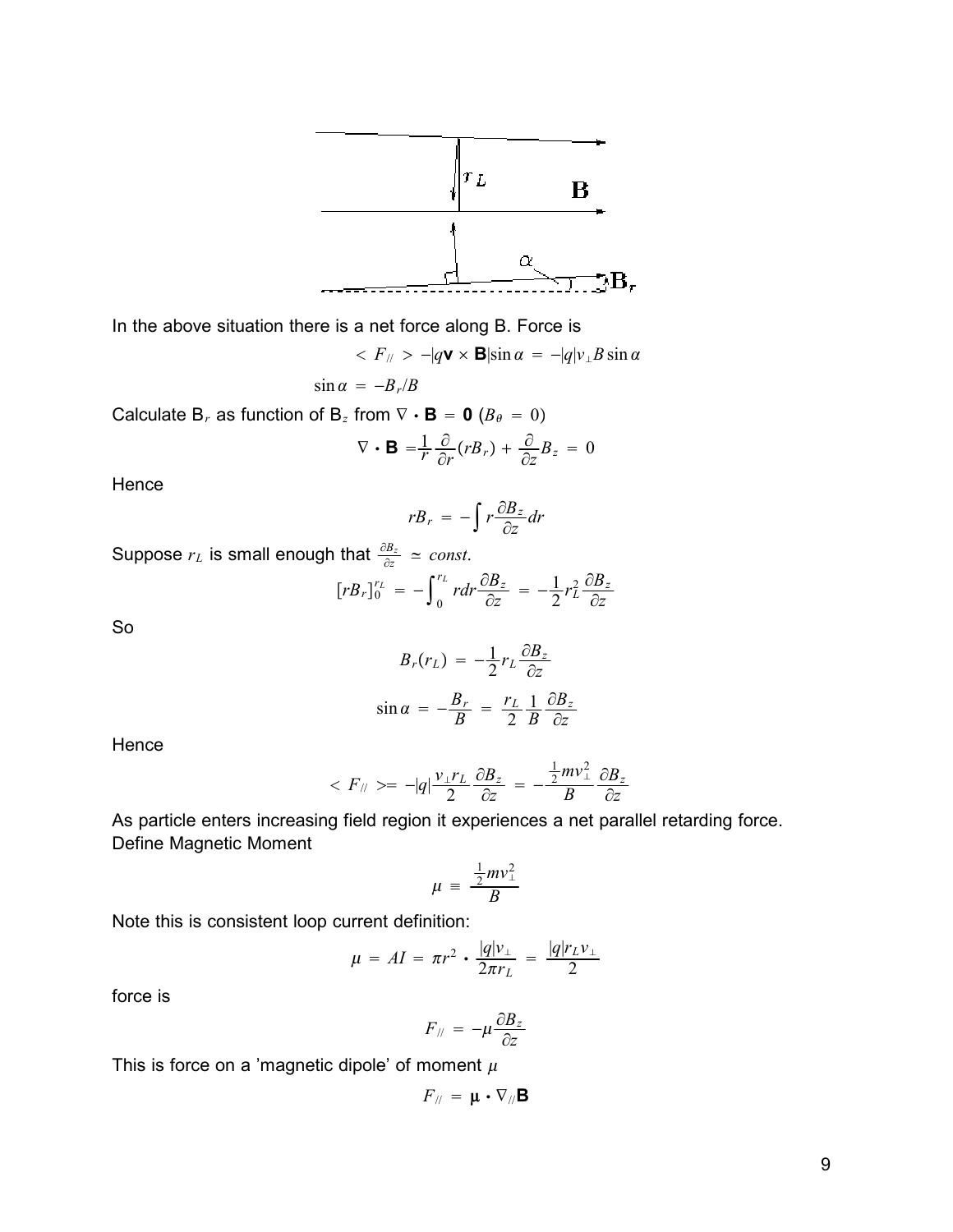In the above situation there is a net force along B. Force is

$$< F_{//} > -|q\mathbf{v} \times \mathbf{B}|\sin\alpha = -|q|v_{\perp}B\sin\alpha$$

$$\sin\alpha = -B_r/B$$

Calculate $B_r$ as function of $B_z$ from $\nabla \cdot \mathbf{B} = \mathbf{0}$ ($B_\theta = 0$)

$$\nabla \cdot \mathbf{B} = \frac{1}{r}\frac{\partial}{\partial r}(rB_r) + \frac{\partial}{\partial z}B_z = 0$$

Hence

$$rB_r = -\int r\frac{\partial B_z}{\partial z}dr$$

Suppose $r_L$ is small enough that $\frac{\partial B_z}{\partial z} \simeq const.$

$$[rB_r]_0^{r_L} = -\int_0^{r_L} rdr\frac{\partial B_z}{\partial z} = -\frac{1}{2}r_L^2\frac{\partial B_z}{\partial z}$$

So

$$B_r(r_L) = -\frac{1}{2}r_L\frac{\partial B_z}{\partial z}$$

$$\sin\alpha = -\frac{B_r}{B} = \frac{r_L}{2}\frac{1}{B}\frac{\partial B_z}{\partial z}$$

Hence

$$< F_{//} >= -|q|\frac{v_{\perp}r_L}{2}\frac{\partial B_z}{\partial z} = -\frac{\frac{1}{2}mv_{\perp}^2}{B}\frac{\partial B_z}{\partial z}$$

As particle enters increasing field region it experiences a net parallel retarding force.
Define Magnetic Moment

$$\mu \equiv \frac{\frac{1}{2}mv_{\perp}^2}{B}$$

Note this is consistent loop current definition:

$$\mu = AI = \pi r^2 \cdot \frac{|q|v_{\perp}}{2\pi r_L} = \frac{|q|r_L v_{\perp}}{2}$$

force is

$$F_{//} = -\mu\frac{\partial B_z}{\partial z}$$

This is force on a 'magnetic dipole' of moment $\mu$

$$F_{//} = \boldsymbol{\mu} \cdot \nabla_{//}\mathbf{B}$$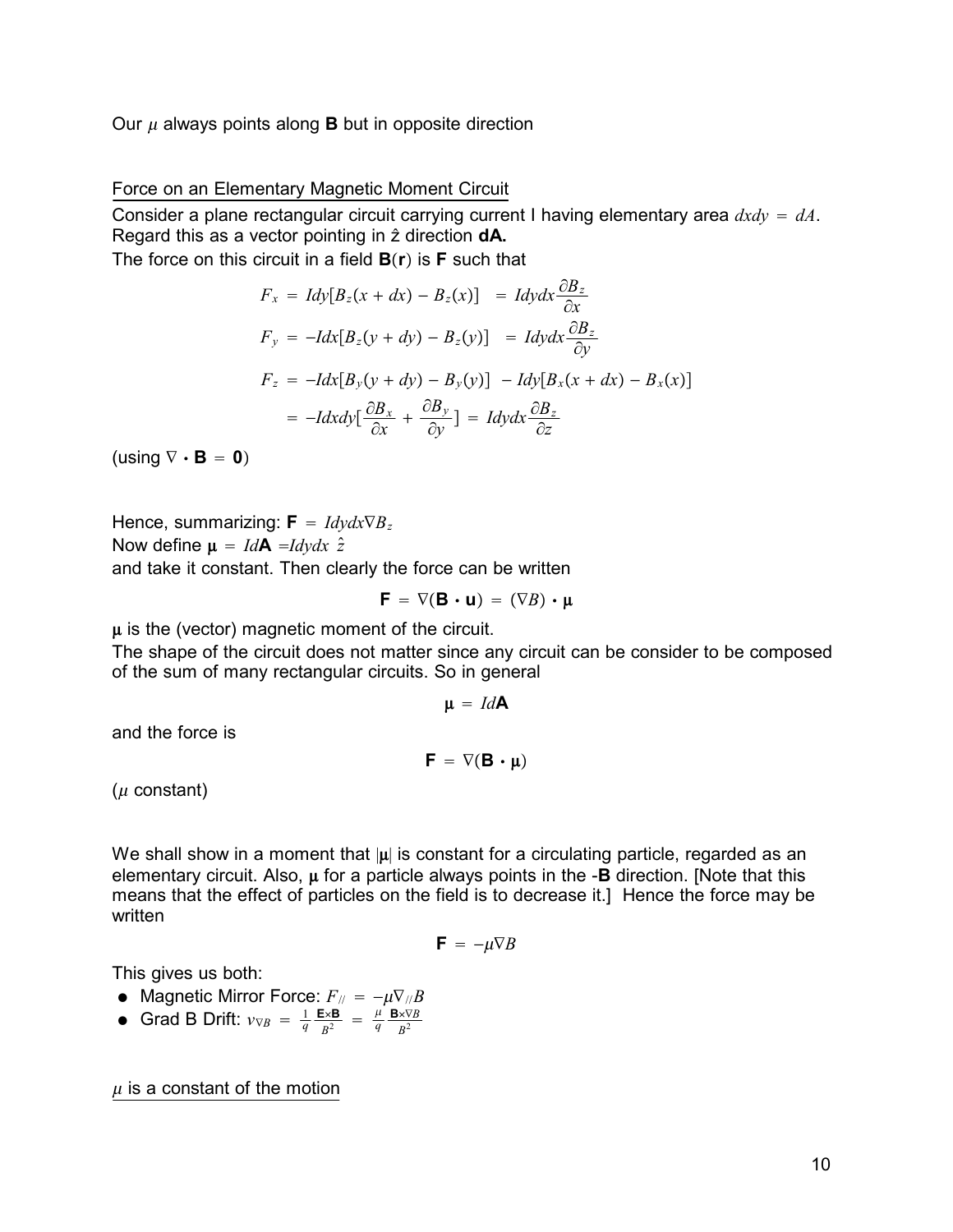Our $\mu$ always points along **B** but in opposite direction

Force on an Elementary Magnetic Moment Circuit

Consider a plane rectangular circuit carrying current I having elementary area $dxdy = dA$. Regard this as a vector pointing in $\hat{z}$ direction **dA.**

The force on this circuit in a field $\mathbf{B}(\mathbf{r})$ is **F** such that

$$F_x = Idy[B_z(x+dx) - B_z(x)] \;\; = Idydx\frac{\partial B_z}{\partial x}$$

$$F_y = -Idx[B_z(y+dy) - B_z(y)] \;\; = Idydx\frac{\partial B_z}{\partial y}$$

$$F_z = -Idx[B_y(y+dy) - B_y(y)] \; - Idy[B_x(x+dx) - B_x(x)]$$

$$= -Idxdy[\frac{\partial B_x}{\partial x} + \frac{\partial B_y}{\partial y}] = Idydx\frac{\partial B_z}{\partial z}$$

(using $\nabla \cdot \mathbf{B} = \mathbf{0}$)

Hence, summarizing: $\mathbf{F} = Idydx\nabla B_z$

Now define $\boldsymbol{\mu} = Id\mathbf{A} = Idydx\ \hat{z}$

and take it constant. Then clearly the force can be written

$$\mathbf{F} = \nabla(\mathbf{B} \cdot \mathbf{u}) = (\nabla B) \cdot \boldsymbol{\mu}$$

$\boldsymbol{\mu}$ is the (vector) magnetic moment of the circuit.

The shape of the circuit does not matter since any circuit can be consider to be composed of the sum of many rectangular circuits. So in general

$$\boldsymbol{\mu} = Id\mathbf{A}$$

and the force is

$$\mathbf{F} = \nabla(\mathbf{B} \cdot \boldsymbol{\mu})$$

($\mu$ constant)

We shall show in a moment that $|\boldsymbol{\mu}|$ is constant for a circulating particle, regarded as an elementary circuit. Also, $\boldsymbol{\mu}$ for a particle always points in the -**B** direction. [Note that this means that the effect of particles on the field is to decrease it.] Hence the force may be written

$$\mathbf{F} = -\mu\nabla B$$

This gives us both:

- Magnetic Mirror Force: $F_{//} = -\mu\nabla_{//}B$
- Grad B Drift: $v_{\nabla B} = \frac{1}{q}\frac{\mathbf{E}\times\mathbf{B}}{B^2} = \frac{\mu}{q}\frac{\mathbf{B}\times\nabla B}{B^2}$

$\mu$ is a constant of the motion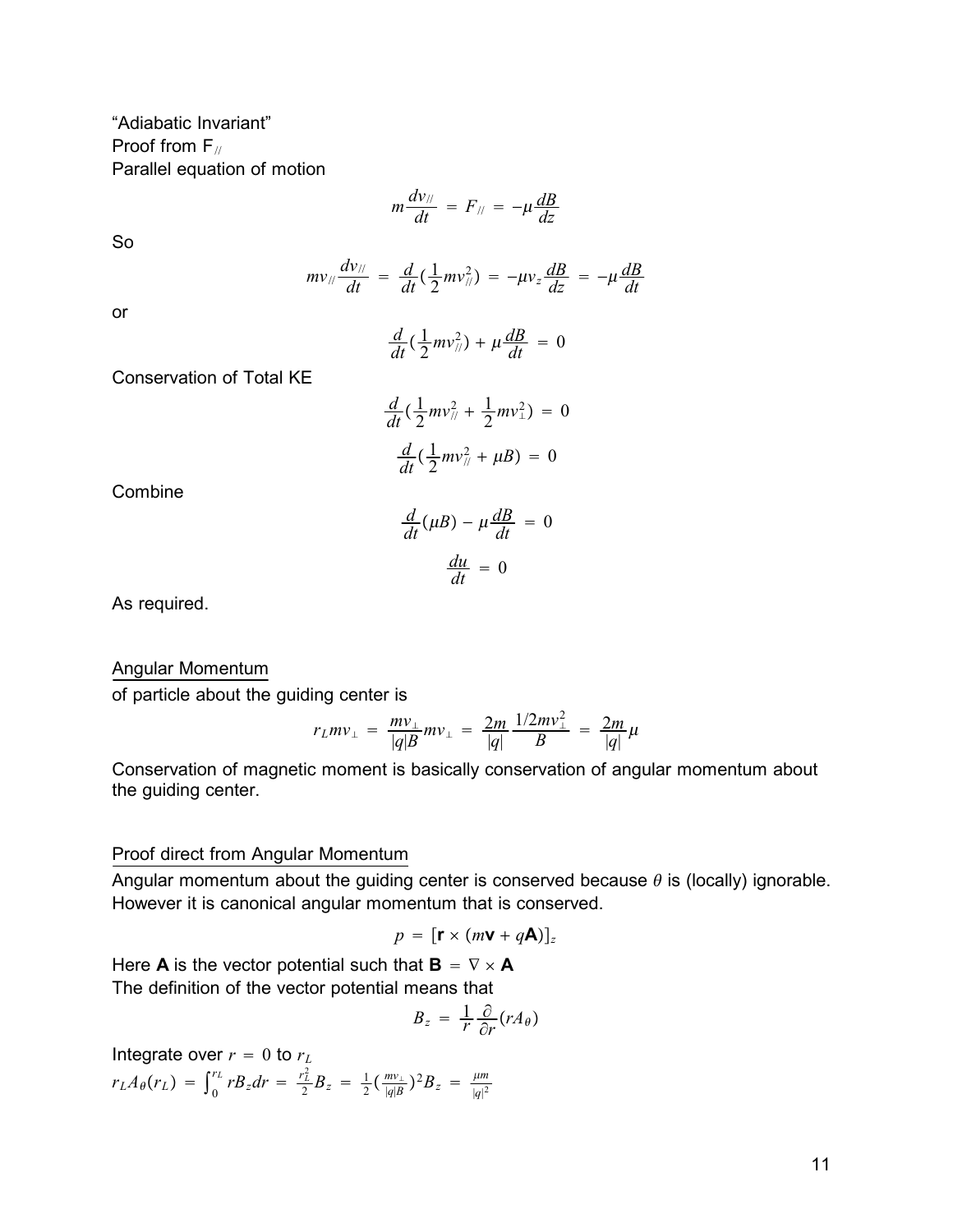"Adiabatic Invariant"
Proof from $F_{//}$
Parallel equation of motion

$$m\frac{dv_{//}}{dt} = F_{//} = -\mu\frac{dB}{dz}$$

So

$$mv_{//}\frac{dv_{//}}{dt} = \frac{d}{dt}(\frac{1}{2}mv_{//}^2) = -\mu v_z\frac{dB}{dz} = -\mu\frac{dB}{dt}$$

or

$$\frac{d}{dt}(\frac{1}{2}mv_{//}^2) + \mu\frac{dB}{dt} = 0$$

Conservation of Total KE

$$\frac{d}{dt}(\frac{1}{2}mv_{//}^2 + \frac{1}{2}mv_{\perp}^2) = 0$$

$$\frac{d}{dt}(\frac{1}{2}mv_{//}^2 + \mu B) = 0$$

Combine

$$\frac{d}{dt}(\mu B) - \mu\frac{dB}{dt} = 0$$

$$\frac{du}{dt} = 0$$

As required.

Angular Momentum

of particle about the guiding center is

$$r_L m v_{\perp} = \frac{mv_{\perp}}{|q|B}mv_{\perp} = \frac{2m}{|q|}\frac{1/2mv_{\perp}^2}{B} = \frac{2m}{|q|}\mu$$

Conservation of magnetic moment is basically conservation of angular momentum about the guiding center.

Proof direct from Angular Momentum

Angular momentum about the guiding center is conserved because $\theta$ is (locally) ignorable. However it is canonical angular momentum that is conserved.

$$p = [\mathbf{r} \times (m\mathbf{v} + q\mathbf{A})]_z$$

Here $\mathbf{A}$ is the vector potential such that $\mathbf{B} = \nabla \times \mathbf{A}$
The definition of the vector potential means that

$$B_z = \frac{1}{r}\frac{\partial}{\partial r}(rA_\theta)$$

Integrate over $r = 0$ to $r_L$
$r_L A_\theta(r_L) = \int_0^{r_L} rB_z dr = \frac{r_L^2}{2}B_z = \frac{1}{2}(\frac{mv_{\perp}}{|q|B})^2 B_z = \frac{\mu m}{|q|^2}$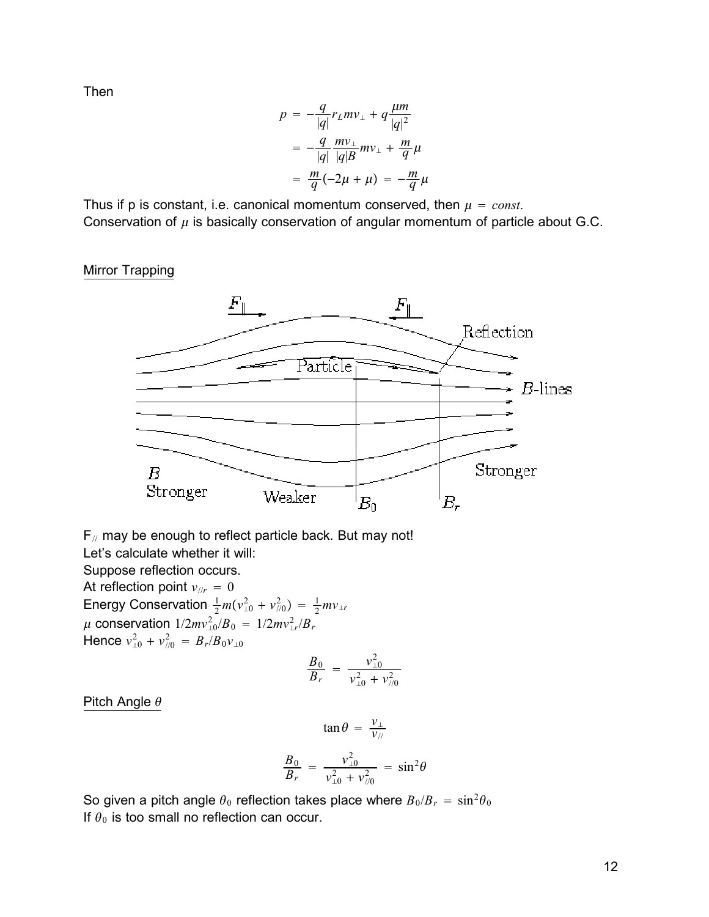Then

$$
\begin{aligned}
p &= -\frac{q}{|q|} r_L m v_\perp + q \frac{\mu m}{|q|^2} \\
&= -\frac{q}{|q|} \frac{m v_\perp}{|q| B} m v_\perp + \frac{m}{q} \mu \\
&= \frac{m}{q}(-2\mu + \mu) = -\frac{m}{q}\mu
\end{aligned}
$$

Thus if p is constant, i.e. canonical momentum conserved, then $\mu = const.$
Conservation of $\mu$ is basically conservation of angular momentum of particle about G.C.

Mirror Trapping

$F_{//}$ may be enough to reflect particle back. But may not!
Let's calculate whether it will:
Suppose reflection occurs.
At reflection point $v_{//r} = 0$
Energy Conservation $\frac{1}{2}m(v_{\perp 0}^2 + v_{//0}^2) = \frac{1}{2}m v_{\perp r}$
$\mu$ conservation $1/2 m v_{\perp 0}^2 / B_0 = 1/2 m v_{\perp r}^2 / B_r$
Hence $v_{\perp 0}^2 + v_{//0}^2 = B_r / B_0 v_{\perp 0}$

$$
\frac{B_0}{B_r} = \frac{v_{\perp 0}^2}{v_{\perp 0}^2 + v_{//0}^2}
$$

Pitch Angle $\theta$

$$
\tan\theta = \frac{v_\perp}{v_{//}}
$$

$$
\frac{B_0}{B_r} = \frac{v_{\perp 0}^2}{v_{\perp 0}^2 + v_{//0}^2} = \sin^2\theta
$$

So given a pitch angle $\theta_0$ reflection takes place where $B_0/B_r = \sin^2\theta_0$
If $\theta_0$ is too small no reflection can occur.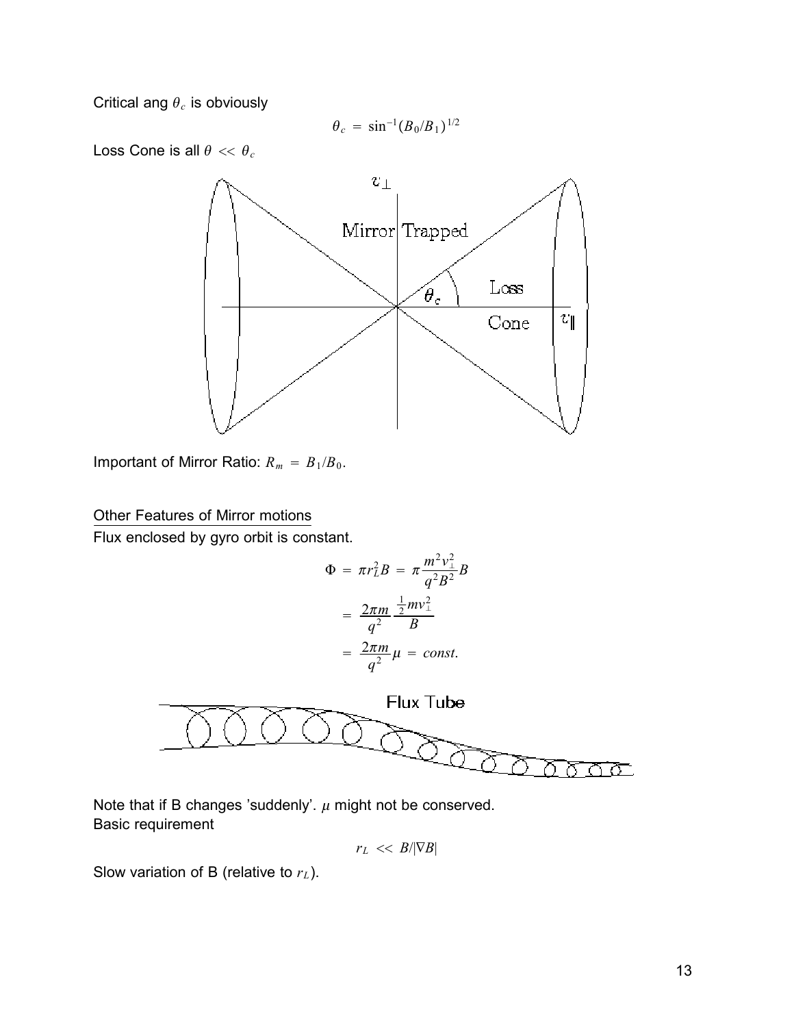Critical ang $\theta_c$ is obviously

$$\theta_c = \sin^{-1}(B_0/B_1)^{1/2}$$

Loss Cone is all $\theta << \theta_c$

Important of Mirror Ratio: $R_m = B_1/B_0$.

Other Features of Mirror motions

Flux enclosed by gyro orbit is constant.

$$\begin{aligned}
\Phi &= \pi r_L^2 B = \pi \frac{m^2 v_\perp^2}{q^2 B^2} B \\
&= \frac{2\pi m}{q^2} \frac{\frac{1}{2} m v_\perp^2}{B} \\
&= \frac{2\pi m}{q^2} \mu = const.
\end{aligned}$$

Note that if B changes 'suddenly'. $\mu$ might not be conserved.
Basic requirement

$$r_L << B/|\nabla B|$$

Slow variation of B (relative to $r_L$).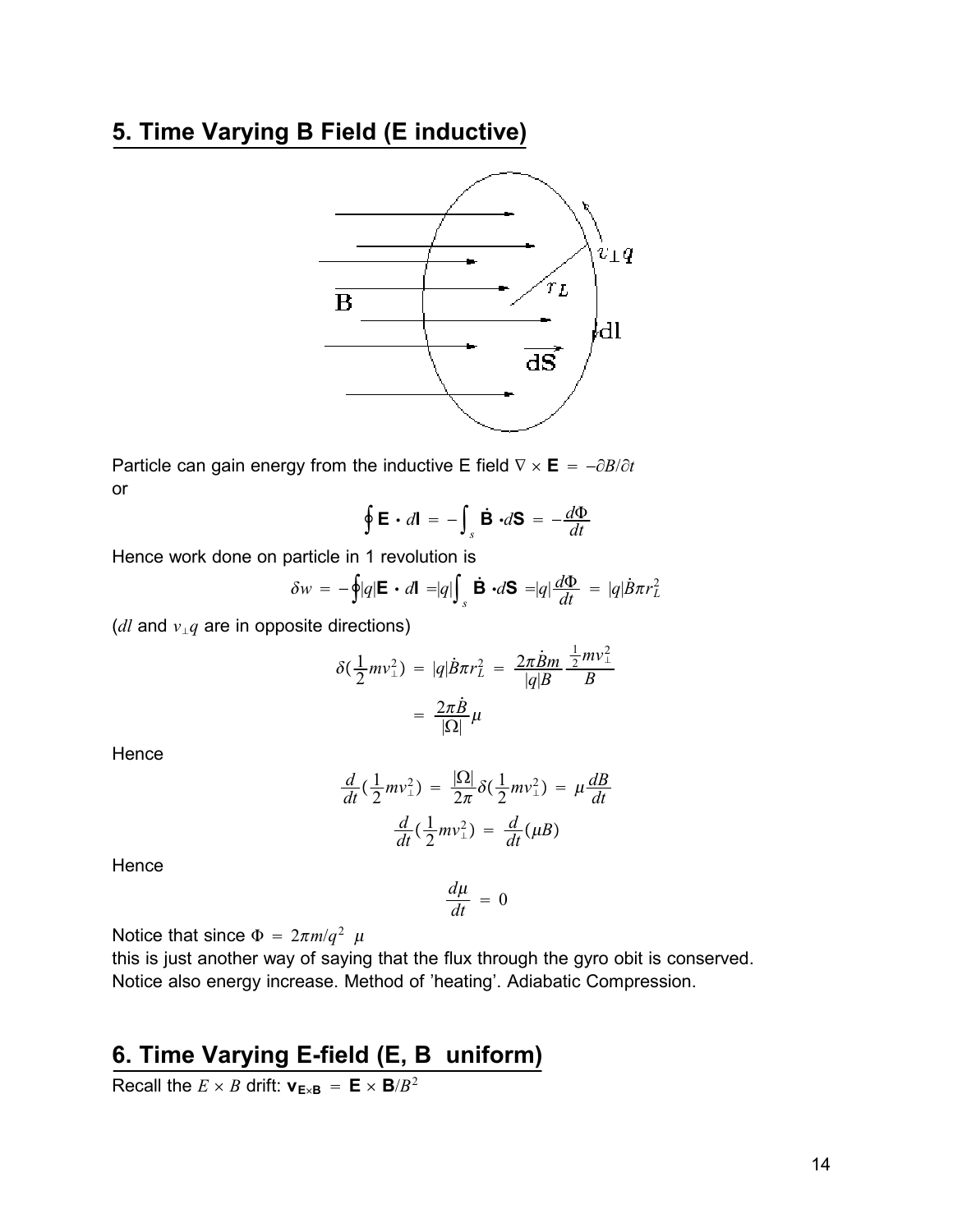## 5. Time Varying B Field (E inductive)

Particle can gain energy from the inductive E field $\nabla \times \mathbf{E} = -\partial B/\partial t$
or

$$\oint \mathbf{E} \cdot d\mathbf{l} = -\int_s \dot{\mathbf{B}} \cdot d\mathbf{S} = -\frac{d\Phi}{dt}$$

Hence work done on particle in 1 revolution is

$$\delta w = -\oint |q| \mathbf{E} \cdot d\mathbf{l} = |q| \int_s \dot{\mathbf{B}} \cdot d\mathbf{S} = |q| \frac{d\Phi}{dt} = |q| \dot{B} \pi r_L^2$$

($dl$ and $v_\perp q$ are in opposite directions)

$$\delta(\frac{1}{2} m v_\perp^2) = |q| \dot{B} \pi r_L^2 = \frac{2\pi \dot{B} m}{|q| B} \frac{\frac{1}{2} m v_\perp^2}{B}$$

$$= \frac{2\pi \dot{B}}{|\Omega|} \mu$$

Hence

$$\frac{d}{dt}(\frac{1}{2} m v_\perp^2) = \frac{|\Omega|}{2\pi} \delta(\frac{1}{2} m v_\perp^2) = \mu \frac{dB}{dt}$$

$$\frac{d}{dt}(\frac{1}{2} m v_\perp^2) = \frac{d}{dt}(\mu B)$$

Hence

$$\frac{d\mu}{dt} = 0$$

Notice that since $\Phi = 2\pi m/q^2 \ \mu$

this is just another way of saying that the flux through the gyro obit is conserved.
Notice also energy increase. Method of 'heating'. Adiabatic Compression.

## 6. Time Varying E-field (E, B uniform)

Recall the $E \times B$ drift: $\mathbf{v}_{\mathbf{E} \times \mathbf{B}} = \mathbf{E} \times \mathbf{B}/B^2$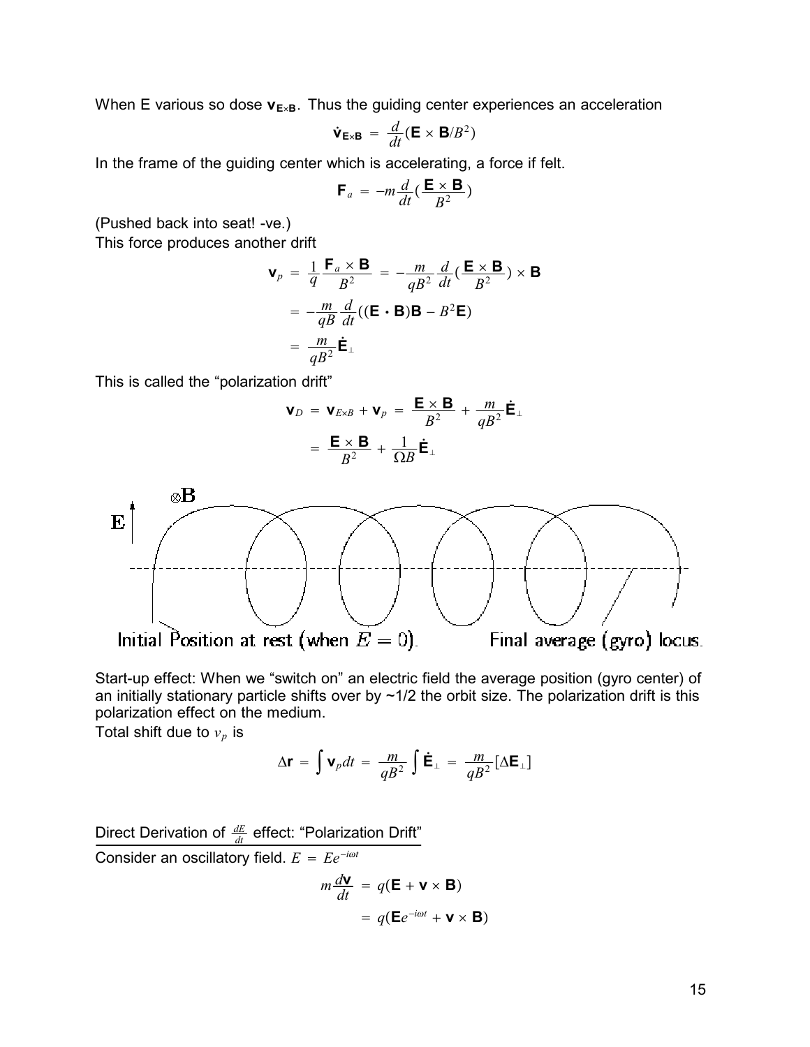When E various so dose $\mathbf{v}_{\mathbf{E}\times\mathbf{B}}$. Thus the guiding center experiences an acceleration

$$\dot{\mathbf{v}}_{\mathbf{E}\times\mathbf{B}} = \frac{d}{dt}(\mathbf{E}\times\mathbf{B}/B^2)$$

In the frame of the guiding center which is accelerating, a force if felt.

$$\mathbf{F}_a = -m\frac{d}{dt}(\frac{\mathbf{E}\times\mathbf{B}}{B^2})$$

(Pushed back into seat! -ve.)
This force produces another drift

$$\begin{aligned}
\mathbf{v}_p &= \frac{1}{q}\frac{\mathbf{F}_a\times\mathbf{B}}{B^2} = -\frac{m}{qB^2}\frac{d}{dt}(\frac{\mathbf{E}\times\mathbf{B}}{B^2})\times\mathbf{B} \\
&= -\frac{m}{qB}\frac{d}{dt}((\mathbf{E}\cdot\mathbf{B})\mathbf{B} - B^2\mathbf{E}) \\
&= \frac{m}{qB^2}\dot{\mathbf{E}}_\perp
\end{aligned}$$

This is called the "polarization drift"

$$\begin{aligned}
\mathbf{v}_D &= \mathbf{v}_{E\times B} + \mathbf{v}_p = \frac{\mathbf{E}\times\mathbf{B}}{B^2} + \frac{m}{qB^2}\dot{\mathbf{E}}_\perp \\
&= \frac{\mathbf{E}\times\mathbf{B}}{B^2} + \frac{1}{\Omega B}\dot{\mathbf{E}}_\perp
\end{aligned}$$

$\otimes\mathbf{B}$

$\mathbf{E}$

Initial Position at rest (when $E = 0$). Final average (gyro) locus.

Start-up effect: When we "switch on" an electric field the average position (gyro center) of an initially stationary particle shifts over by ~1/2 the orbit size. The polarization drift is this polarization effect on the medium.

Total shift due to $v_p$ is

$$\Delta\mathbf{r} = \int\mathbf{v}_p dt = \frac{m}{qB^2}\int\dot{\mathbf{E}}_\perp = \frac{m}{qB^2}[\Delta\mathbf{E}_\perp]$$

<u>Direct Derivation of $\frac{dE}{dt}$ effect: "Polarization Drift"</u>

Consider an oscillatory field. $E = Ee^{-i\omega t}$

$$\begin{aligned}
m\frac{d\mathbf{v}}{dt} &= q(\mathbf{E} + \mathbf{v}\times\mathbf{B}) \\
&= q(\mathbf{E}e^{-i\omega t} + \mathbf{v}\times\mathbf{B})
\end{aligned}$$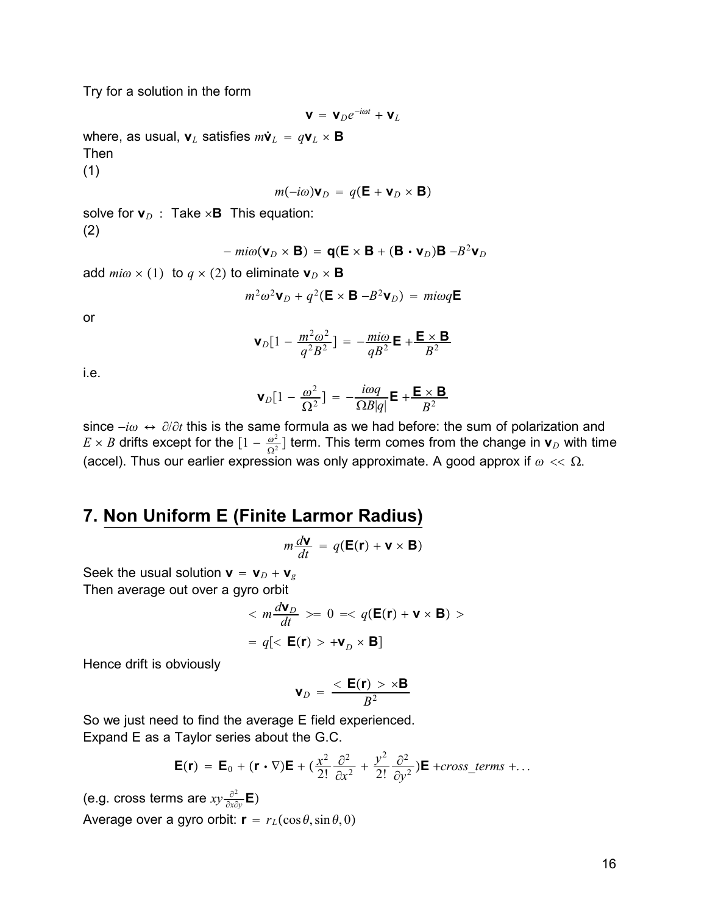Try for a solution in the form

$$\mathbf{v} = \mathbf{v}_D e^{-i\omega t} + \mathbf{v}_L$$

where, as usual, $\mathbf{v}_L$ satisfies $m\dot{\mathbf{v}}_L = q\mathbf{v}_L \times \mathbf{B}$

Then

(1)

$$m(-i\omega)\mathbf{v}_D = q(\mathbf{E} + \mathbf{v}_D \times \mathbf{B})$$

solve for $\mathbf{v}_D$ : Take $\times\mathbf{B}$ This equation:

(2)

$$-mi\omega(\mathbf{v}_D \times \mathbf{B}) = \mathbf{q}(\mathbf{E} \times \mathbf{B} + (\mathbf{B} \cdot \mathbf{v}_D)\mathbf{B} - B^2\mathbf{v}_D$$

add $mi\omega \times (1)$ to $q \times (2)$ to eliminate $\mathbf{v}_D \times \mathbf{B}$

$$m^2\omega^2\mathbf{v}_D + q^2(\mathbf{E} \times \mathbf{B} - B^2\mathbf{v}_D) = mi\omega q\mathbf{E}$$

or

$$\mathbf{v}_D[1 - \frac{m^2\omega^2}{q^2B^2}] = -\frac{mi\omega}{qB^2}\mathbf{E} + \frac{\mathbf{E} \times \mathbf{B}}{B^2}$$

i.e.

$$\mathbf{v}_D[1 - \frac{\omega^2}{\Omega^2}] = -\frac{i\omega q}{\Omega B|q|}\mathbf{E} + \frac{\mathbf{E} \times \mathbf{B}}{B^2}$$

since $-i\omega \leftrightarrow \partial/\partial t$ this is the same formula as we had before: the sum of polarization and $E \times B$ drifts except for the $[1 - \frac{\omega^2}{\Omega^2}]$ term. This term comes from the change in $\mathbf{v}_D$ with time (accel). Thus our earlier expression was only approximate. A good approx if $\omega \ll \Omega$.

## 7. Non Uniform E (Finite Larmor Radius)

$$m\frac{d\mathbf{v}}{dt} = q(\mathbf{E}(\mathbf{r}) + \mathbf{v} \times \mathbf{B})$$

Seek the usual solution $\mathbf{v} = \mathbf{v}_D + \mathbf{v}_g$

Then average out over a gyro orbit

$$< m\frac{d\mathbf{v}_D}{dt} >= 0 =< q(\mathbf{E}(\mathbf{r}) + \mathbf{v} \times \mathbf{B}) >$$

$$= q[< \mathbf{E}(\mathbf{r}) > + \mathbf{v}_D \times \mathbf{B}]$$

Hence drift is obviously

$$\mathbf{v}_D = \frac{< \mathbf{E}(\mathbf{r}) > \times\mathbf{B}}{B^2}$$

So we just need to find the average E field experienced.

Expand E as a Taylor series about the G.C.

$$\mathbf{E}(\mathbf{r}) = \mathbf{E}_0 + (\mathbf{r} \cdot \nabla)\mathbf{E} + (\frac{x^2}{2!}\frac{\partial^2}{\partial x^2} + \frac{y^2}{2!}\frac{\partial^2}{\partial y^2})\mathbf{E} + cross\_terms + \ldots$$

(e.g. cross terms are $xy\frac{\partial^2}{\partial x \partial y}\mathbf{E}$)

Average over a gyro orbit: $\mathbf{r} = r_L(\cos\theta, \sin\theta, 0)$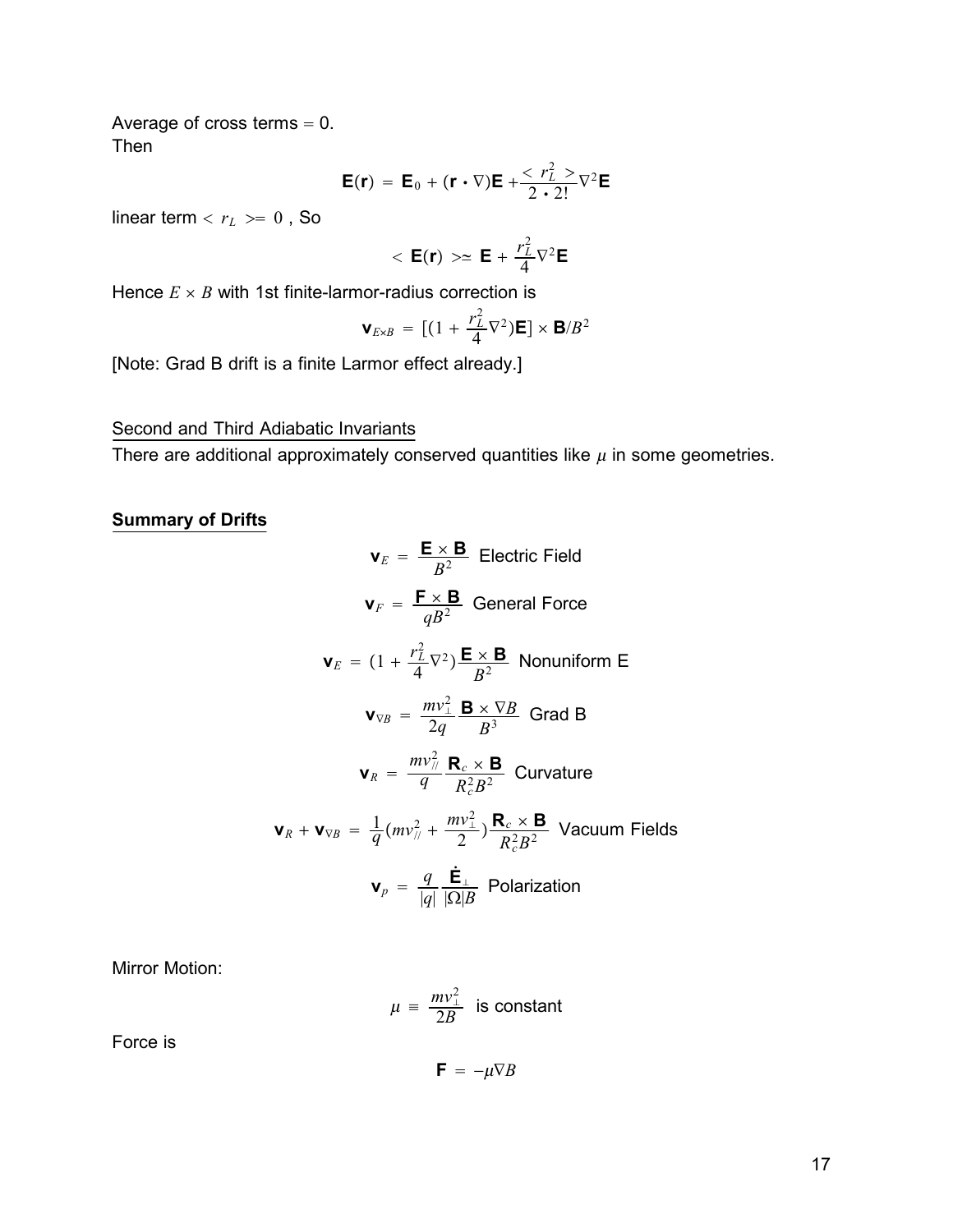Average of cross terms $= 0$.
Then

$$\mathbf{E}(\mathbf{r}) = \mathbf{E}_0 + (\mathbf{r} \cdot \nabla)\mathbf{E} + \frac{< r_L^2 >}{2 \cdot 2!}\nabla^2 \mathbf{E}$$

linear term $< r_L >= 0$ , So

$$< \mathbf{E}(\mathbf{r}) > \simeq \mathbf{E} + \frac{r_L^2}{4}\nabla^2 \mathbf{E}$$

Hence $E \times B$ with 1st finite-larmor-radius correction is

$$\mathbf{v}_{E\times B} = [(1 + \frac{r_L^2}{4}\nabla^2)\mathbf{E}] \times \mathbf{B}/B^2$$

[Note: Grad B drift is a finite Larmor effect already.]

Second and Third Adiabatic Invariants

There are additional approximately conserved quantities like $\mu$ in some geometries.

**Summary of Drifts**

$$\mathbf{v}_E = \frac{\mathbf{E} \times \mathbf{B}}{B^2} \quad \text{Electric Field}$$

$$\mathbf{v}_F = \frac{\mathbf{F} \times \mathbf{B}}{qB^2} \quad \text{General Force}$$

$$\mathbf{v}_E = (1 + \frac{r_L^2}{4}\nabla^2)\frac{\mathbf{E} \times \mathbf{B}}{B^2} \quad \text{Nonuniform E}$$

$$\mathbf{v}_{\nabla B} = \frac{mv_\perp^2}{2q}\frac{\mathbf{B} \times \nabla B}{B^3} \quad \text{Grad B}$$

$$\mathbf{v}_R = \frac{mv_{//}^2}{q}\frac{\mathbf{R}_c \times \mathbf{B}}{R_c^2 B^2} \quad \text{Curvature}$$

$$\mathbf{v}_R + \mathbf{v}_{\nabla B} = \frac{1}{q}(mv_{//}^2 + \frac{mv_\perp^2}{2})\frac{\mathbf{R}_c \times \mathbf{B}}{R_c^2 B^2} \quad \text{Vacuum Fields}$$

$$\mathbf{v}_p = \frac{q}{|q|}\frac{\dot{\mathbf{E}}_\perp}{|\Omega| B} \quad \text{Polarization}$$

Mirror Motion:

$$\mu \equiv \frac{mv_\perp^2}{2B} \quad \text{is constant}$$

Force is

$$\mathbf{F} = -\mu \nabla B$$